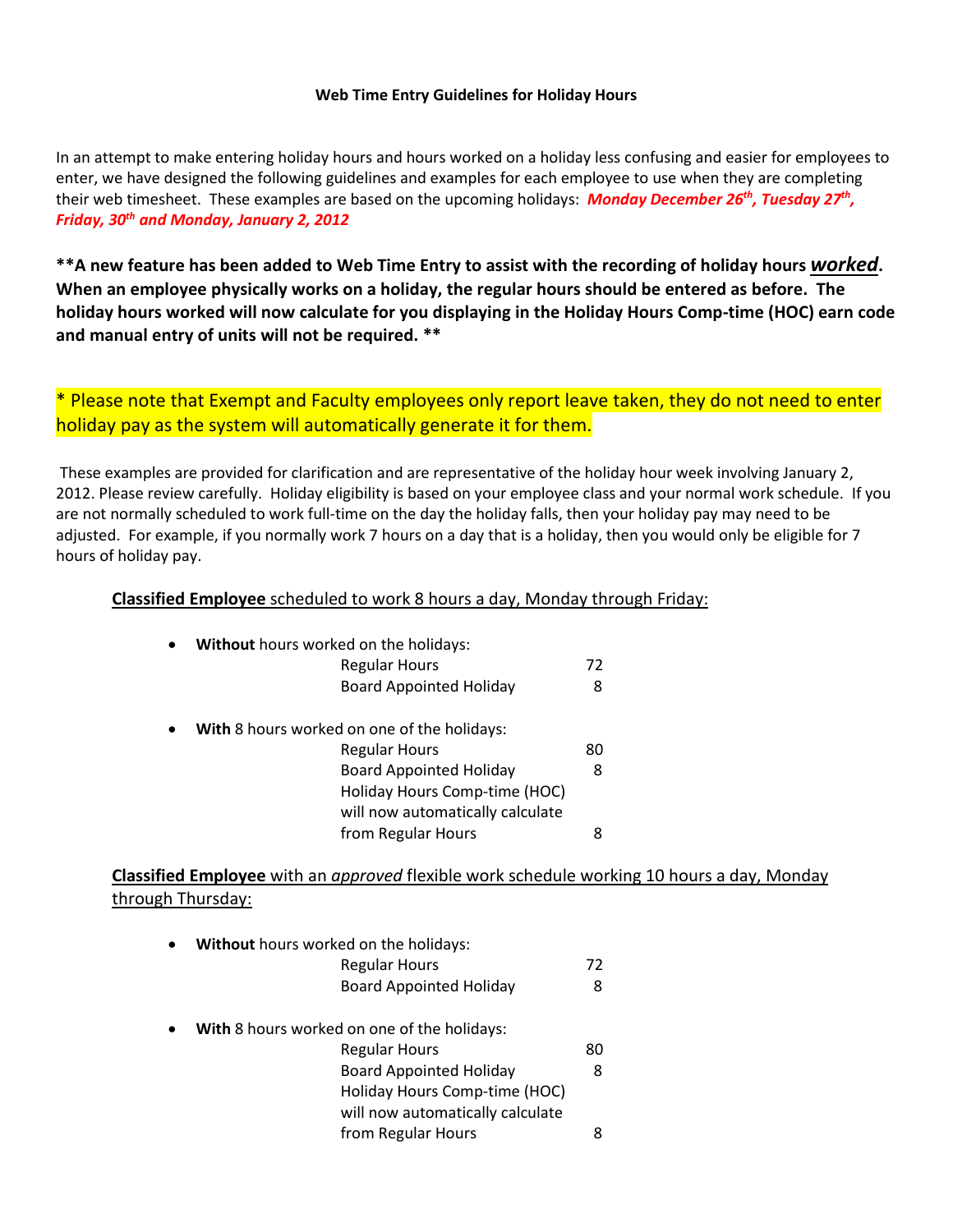### Web Time Entry Guidelines for Holiday Hours

In an attempt to make entering holiday hours and hours worked on a holiday less confusing and easier for employees to enter, we have designed the following guidelines and examples for each employee to use when they are completing their web timesheet. These examples are based on the upcoming holidays: ***Monday December 26th, Tuesday 27th, Friday, 30th and Monday, January 2, 2012***

**\*\*A new feature has been added to Web Time Entry to assist with the recording of holiday hours *worked*. When an employee physically works on a holiday, the regular hours should be entered as before. The holiday hours worked will now calculate for you displaying in the Holiday Hours Comp-time (HOC) earn code and manual entry of units will not be required. \*\***

\* Please note that Exempt and Faculty employees only report leave taken, they do not need to enter holiday pay as the system will automatically generate it for them.

These examples are provided for clarification and are representative of the holiday hour week involving January 2, 2012. Please review carefully. Holiday eligibility is based on your employee class and your normal work schedule. If you are not normally scheduled to work full-time on the day the holiday falls, then your holiday pay may need to be adjusted. For example, if you normally work 7 hours on a day that is a holiday, then you would only be eligible for 7 hours of holiday pay.

**Classified Employee** scheduled to work 8 hours a day, Monday through Friday:

- **Without** hours worked on the holidays:

| | |
|---|---|
| Regular Hours | 72 |
| Board Appointed Holiday | 8 |

- **With** 8 hours worked on one of the holidays:

| | |
|---|---|
| Regular Hours | 80 |
| Board Appointed Holiday | 8 |
| Holiday Hours Comp-time (HOC) will now automatically calculate from Regular Hours | 8 |

**Classified Employee** with an *approved* flexible work schedule working 10 hours a day, Monday through Thursday:

- **Without** hours worked on the holidays:

| | |
|---|---|
| Regular Hours | 72 |
| Board Appointed Holiday | 8 |

- **With** 8 hours worked on one of the holidays:

| | |
|---|---|
| Regular Hours | 80 |
| Board Appointed Holiday | 8 |
| Holiday Hours Comp-time (HOC) will now automatically calculate from Regular Hours | 8 |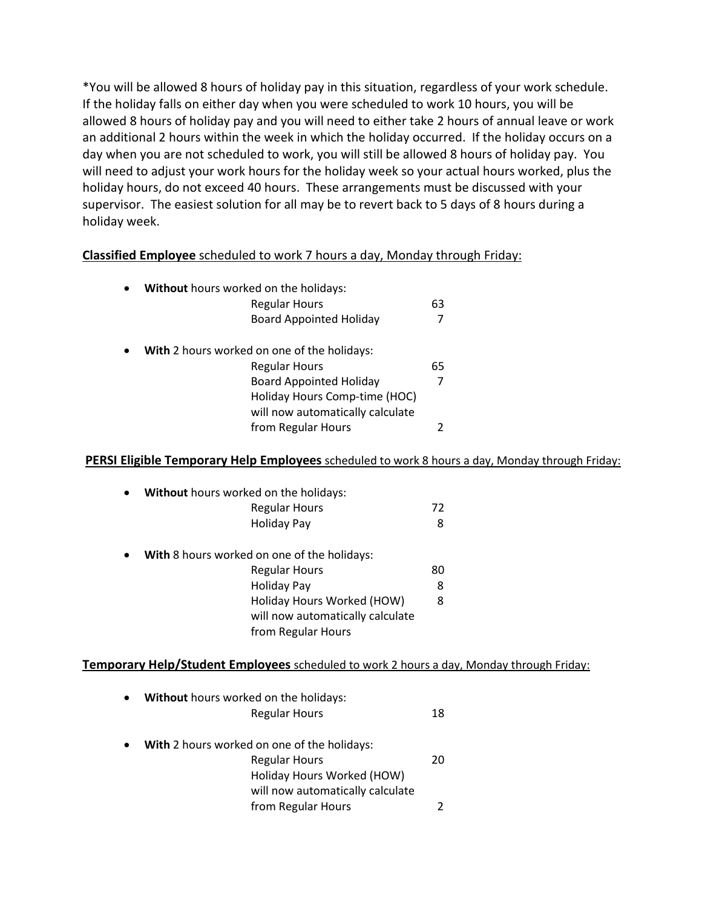*You will be allowed 8 hours of holiday pay in this situation, regardless of your work schedule. If the holiday falls on either day when you were scheduled to work 10 hours, you will be allowed 8 hours of holiday pay and you will need to either take 2 hours of annual leave or work an additional 2 hours within the week in which the holiday occurred. If the holiday occurs on a day when you are not scheduled to work, you will still be allowed 8 hours of holiday pay. You will need to adjust your work hours for the holiday week so your actual hours worked, plus the holiday hours, do not exceed 40 hours. These arrangements must be discussed with your supervisor. The easiest solution for all may be to revert back to 5 days of 8 hours during a holiday week.

<u>**Classified Employee** scheduled to work 7 hours a day, Monday through Friday:</u>

- **Without** hours worked on the holidays:

| | |
|---|---|
| Regular Hours | 63 |
| Board Appointed Holiday | 7 |

- **With** 2 hours worked on one of the holidays:

| | |
|---|---|
| Regular Hours | 65 |
| Board Appointed Holiday | 7 |
| Holiday Hours Comp-time (HOC) will now automatically calculate from Regular Hours | 2 |

<u>**PERSI Eligible Temporary Help Employees** scheduled to work 8 hours a day, Monday through Friday:</u>

- **Without** hours worked on the holidays:

| | |
|---|---|
| Regular Hours | 72 |
| Holiday Pay | 8 |

- **With** 8 hours worked on one of the holidays:

| | |
|---|---|
| Regular Hours | 80 |
| Holiday Pay | 8 |
| Holiday Hours Worked (HOW) will now automatically calculate from Regular Hours | 8 |

<u>**Temporary Help/Student Employees** scheduled to work 2 hours a day, Monday through Friday:</u>

- **Without** hours worked on the holidays:

| | |
|---|---|
| Regular Hours | 18 |

- **With** 2 hours worked on one of the holidays:

| | |
|---|---|
| Regular Hours | 20 |
| Holiday Hours Worked (HOW) will now automatically calculate from Regular Hours | 2 |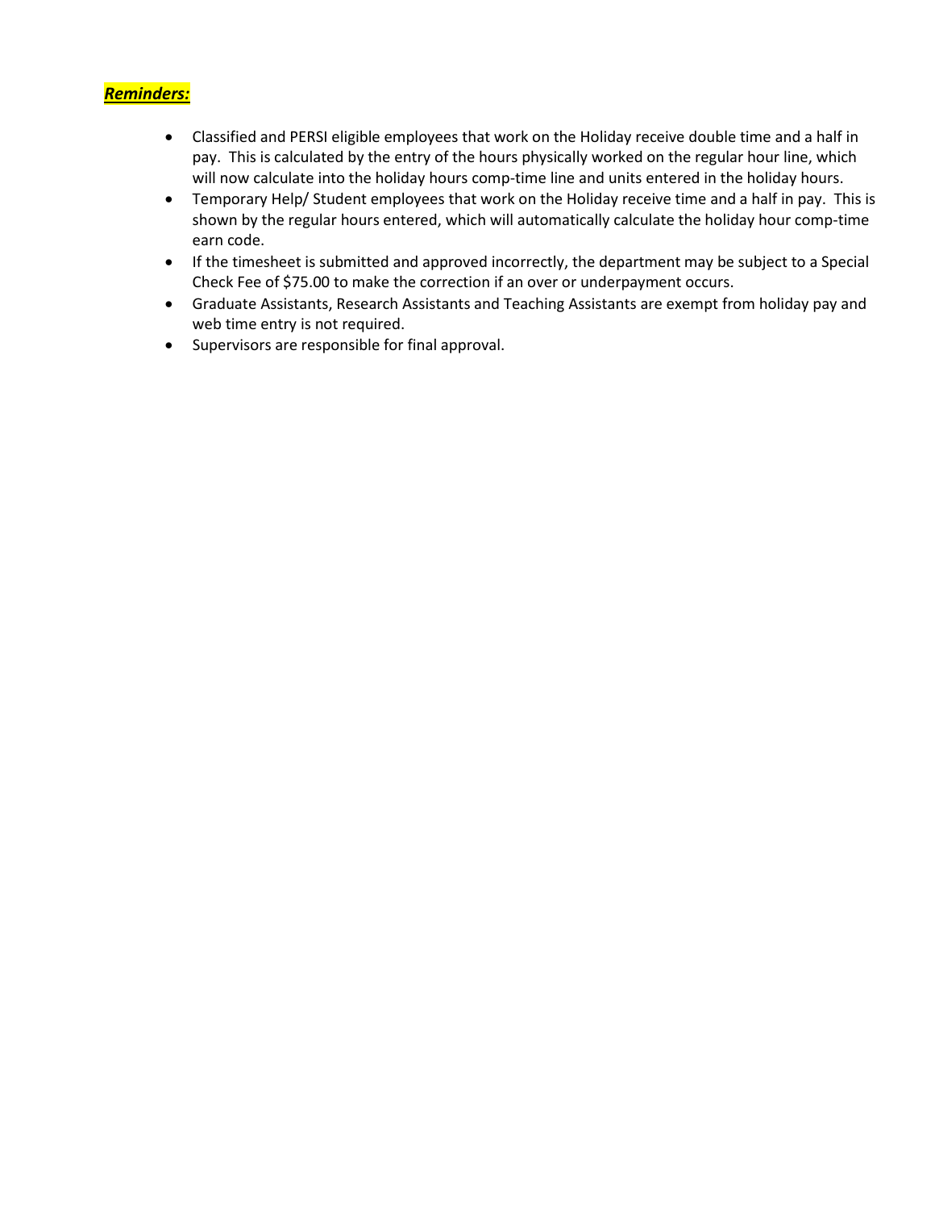***Reminders:***

- Classified and PERSI eligible employees that work on the Holiday receive double time and a half in pay. This is calculated by the entry of the hours physically worked on the regular hour line, which will now calculate into the holiday hours comp-time line and units entered in the holiday hours.
- Temporary Help/ Student employees that work on the Holiday receive time and a half in pay. This is shown by the regular hours entered, which will automatically calculate the holiday hour comp-time earn code.
- If the timesheet is submitted and approved incorrectly, the department may be subject to a Special Check Fee of $75.00 to make the correction if an over or underpayment occurs.
- Graduate Assistants, Research Assistants and Teaching Assistants are exempt from holiday pay and web time entry is not required.
- Supervisors are responsible for final approval.